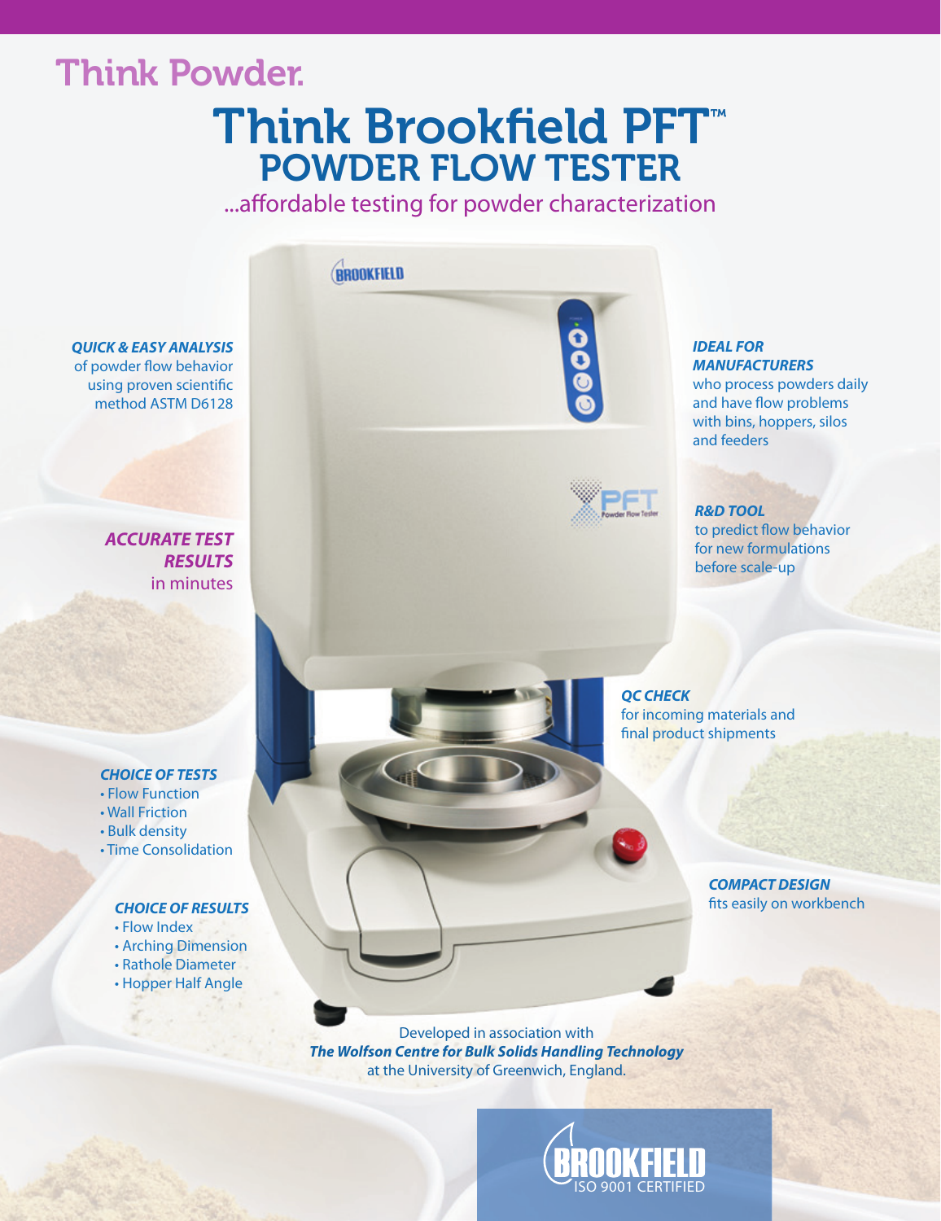# Think Powder.

# Think Brookfield PFT™
## POWDER FLOW TESTER

...affordable testing for powder characterization

***QUICK & EASY ANALYSIS*** of powder flow behavior using proven scientific method ASTM D6128

***ACCURATE TEST RESULTS*** in minutes

***CHOICE OF TESTS***

- Flow Function
- Wall Friction
- Bulk density
- Time Consolidation

***CHOICE OF RESULTS***

- Flow Index
- Arching Dimension
- Rathole Diameter
- Hopper Half Angle

***IDEAL FOR MANUFACTURERS*** who process powders daily and have flow problems with bins, hoppers, silos and feeders

***R&D TOOL*** to predict flow behavior for new formulations before scale-up

***QC CHECK*** for incoming materials and final product shipments

***COMPACT DESIGN*** fits easily on workbench

Developed in association with ***The Wolfson Centre for Bulk Solids Handling Technology*** at the University of Greenwich, England.

BROOKFIELD ISO 9001 CERTIFIED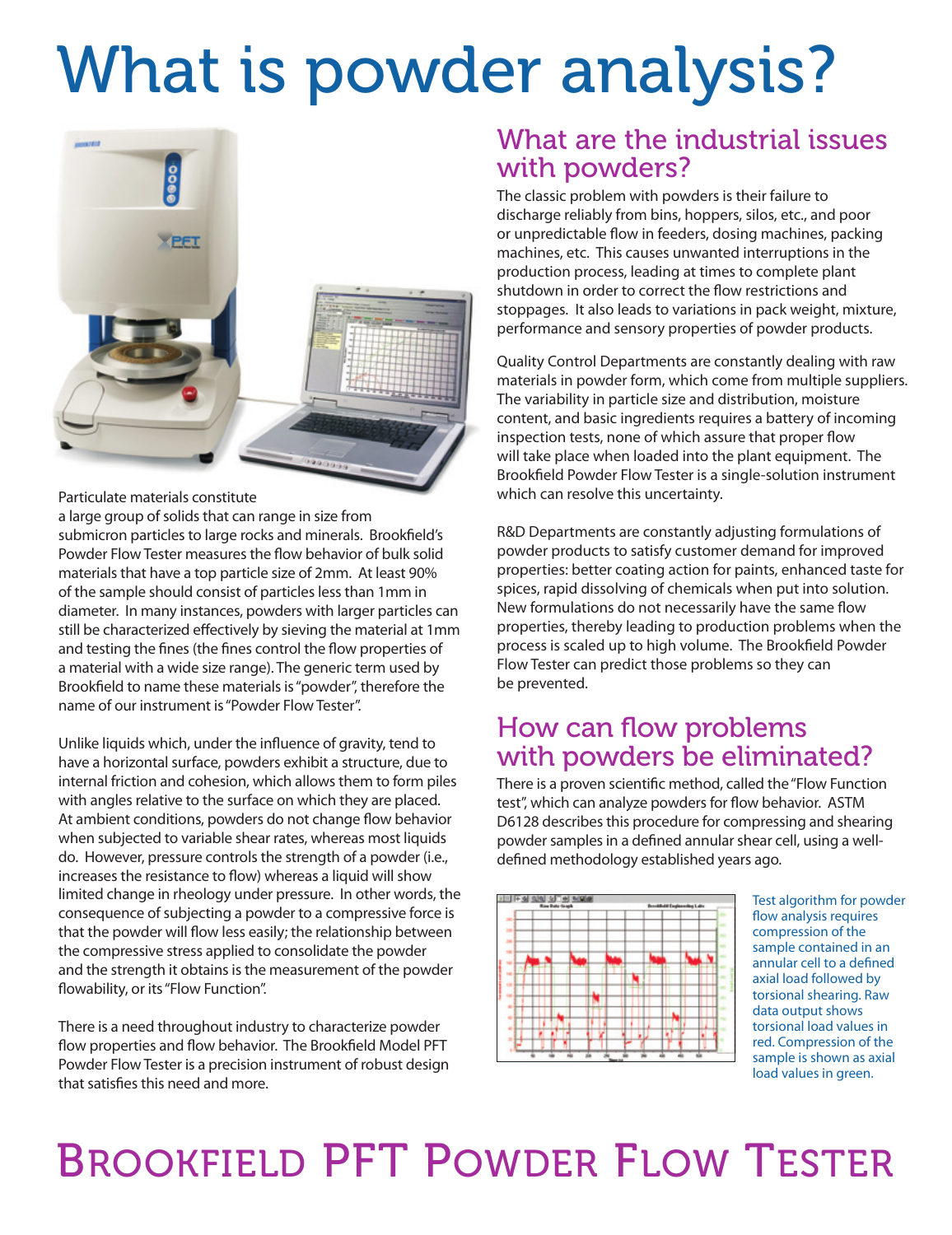# What is powder analysis?

Particulate materials constitute a large group of solids that can range in size from submicron particles to large rocks and minerals. Brookfield's Powder Flow Tester measures the flow behavior of bulk solid materials that have a top particle size of 2mm. At least 90% of the sample should consist of particles less than 1mm in diameter. In many instances, powders with larger particles can still be characterized effectively by sieving the material at 1mm and testing the fines (the fines control the flow properties of a material with a wide size range). The generic term used by Brookfield to name these materials is "powder", therefore the name of our instrument is "Powder Flow Tester".

Unlike liquids which, under the influence of gravity, tend to have a horizontal surface, powders exhibit a structure, due to internal friction and cohesion, which allows them to form piles with angles relative to the surface on which they are placed. At ambient conditions, powders do not change flow behavior when subjected to variable shear rates, whereas most liquids do. However, pressure controls the strength of a powder (i.e., increases the resistance to flow) whereas a liquid will show limited change in rheology under pressure. In other words, the consequence of subjecting a powder to a compressive force is that the powder will flow less easily; the relationship between the compressive stress applied to consolidate the powder and the strength it obtains is the measurement of the powder flowability, or its "Flow Function".

There is a need throughout industry to characterize powder flow properties and flow behavior. The Brookfield Model PFT Powder Flow Tester is a precision instrument of robust design that satisfies this need and more.

## What are the industrial issues with powders?

The classic problem with powders is their failure to discharge reliably from bins, hoppers, silos, etc., and poor or unpredictable flow in feeders, dosing machines, packing machines, etc. This causes unwanted interruptions in the production process, leading at times to complete plant shutdown in order to correct the flow restrictions and stoppages. It also leads to variations in pack weight, mixture, performance and sensory properties of powder products.

Quality Control Departments are constantly dealing with raw materials in powder form, which come from multiple suppliers. The variability in particle size and distribution, moisture content, and basic ingredients requires a battery of incoming inspection tests, none of which assure that proper flow will take place when loaded into the plant equipment. The Brookfield Powder Flow Tester is a single-solution instrument which can resolve this uncertainty.

R&D Departments are constantly adjusting formulations of powder products to satisfy customer demand for improved properties: better coating action for paints, enhanced taste for spices, rapid dissolving of chemicals when put into solution. New formulations do not necessarily have the same flow properties, thereby leading to production problems when the process is scaled up to high volume. The Brookfield Powder Flow Tester can predict those problems so they can be prevented.

## How can flow problems with powders be eliminated?

There is a proven scientific method, called the "Flow Function test", which can analyze powders for flow behavior. ASTM D6128 describes this procedure for compressing and shearing powder samples in a defined annular shear cell, using a well-defined methodology established years ago.

Test algorithm for powder flow analysis requires compression of the sample contained in an annular cell to a defined axial load followed by torsional shearing. Raw data output shows torsional load values in red. Compression of the sample is shown as axial load values in green.

# Brookfield PFT Powder Flow Tester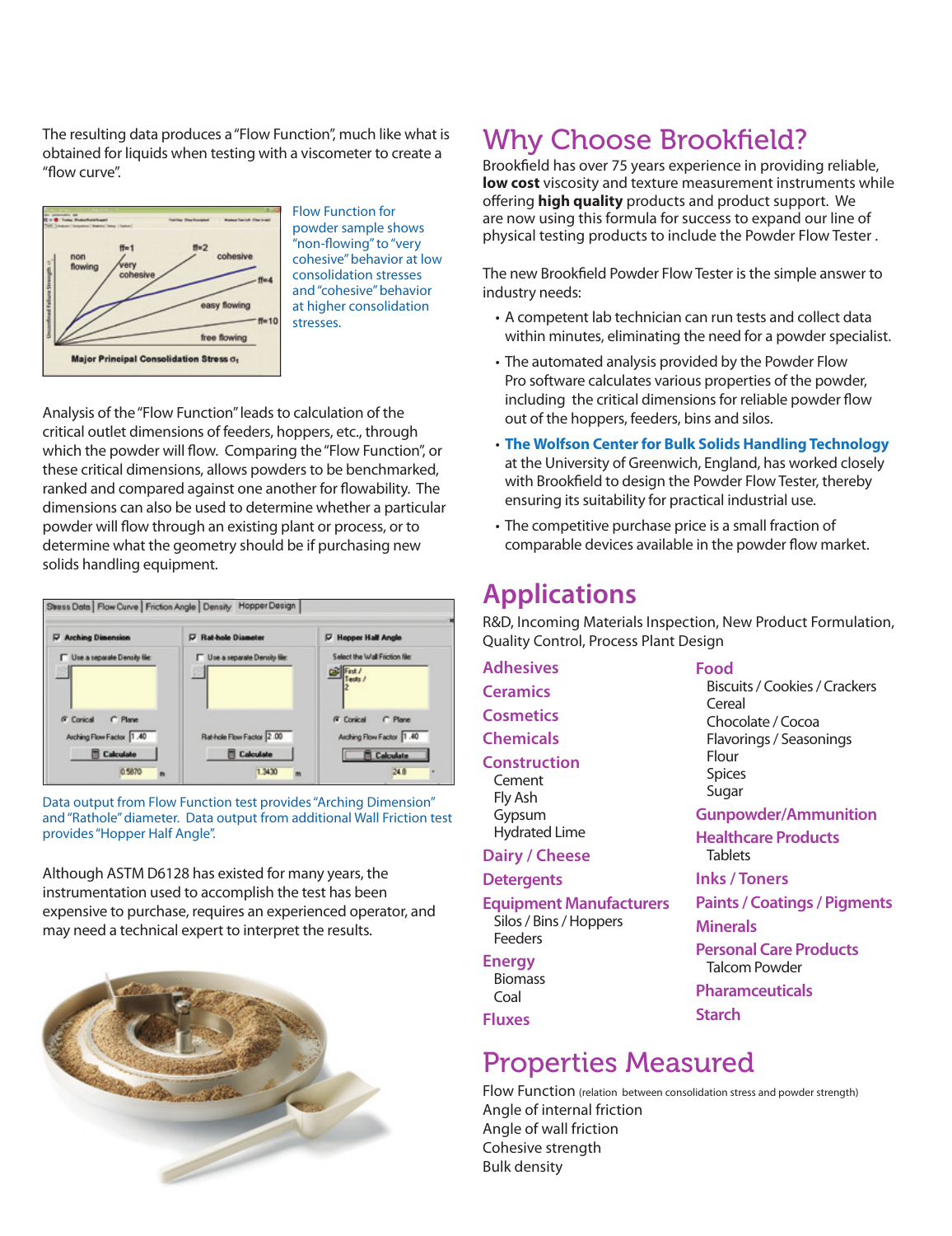The resulting data produces a "Flow Function", much like what is obtained for liquids when testing with a viscometer to create a "flow curve".

Flow Function for powder sample shows "non-flowing" to "very cohesive" behavior at low consolidation stresses and "cohesive" behavior at higher consolidation stresses.

Analysis of the "Flow Function" leads to calculation of the critical outlet dimensions of feeders, hoppers, etc., through which the powder will flow. Comparing the "Flow Function", or these critical dimensions, allows powders to be benchmarked, ranked and compared against one another for flowability. The dimensions can also be used to determine whether a particular powder will flow through an existing plant or process, or to determine what the geometry should be if purchasing new solids handling equipment.

Data output from Flow Function test provides "Arching Dimension" and "Rathole" diameter. Data output from additional Wall Friction test provides "Hopper Half Angle".

Although ASTM D6128 has existed for many years, the instrumentation used to accomplish the test has been expensive to purchase, requires an experienced operator, and may need a technical expert to interpret the results.

# Why Choose Brookfield?

Brookfield has over 75 years experience in providing reliable, **low cost** viscosity and texture measurement instruments while offering **high quality** products and product support. We are now using this formula for success to expand our line of physical testing products to include the Powder Flow Tester .

The new Brookfield Powder Flow Tester is the simple answer to industry needs:

- A competent lab technician can run tests and collect data within minutes, eliminating the need for a powder specialist.
- The automated analysis provided by the Powder Flow Pro software calculates various properties of the powder, including the critical dimensions for reliable powder flow out of the hoppers, feeders, bins and silos.
- **The Wolfson Center for Bulk Solids Handling Technology** at the University of Greenwich, England, has worked closely with Brookfield to design the Powder Flow Tester, thereby ensuring its suitability for practical industrial use.
- The competitive purchase price is a small fraction of comparable devices available in the powder flow market.

# Applications

R&D, Incoming Materials Inspection, New Product Formulation, Quality Control, Process Plant Design

**Adhesives**

**Ceramics**

**Cosmetics**

**Chemicals**

**Construction**
- Cement
- Fly Ash
- Gypsum
- Hydrated Lime

**Dairy / Cheese**

**Detergents**

**Equipment Manufacturers**
- Silos / Bins / Hoppers
- Feeders

**Energy**
- Biomass
- Coal

**Fluxes**

**Food**
- Biscuits / Cookies / Crackers
- Cereal
- Chocolate / Cocoa
- Flavorings / Seasonings
- Flour
- Spices
- Sugar

**Gunpowder/Ammunition**

**Healthcare Products**
- Tablets

**Inks / Toners**

**Paints / Coatings / Pigments**

**Minerals**

**Personal Care Products**
- Talcom Powder

**Pharamceuticals**

**Starch**

# Properties Measured

Flow Function (relation between consolidation stress and powder strength)
Angle of internal friction
Angle of wall friction
Cohesive strength
Bulk density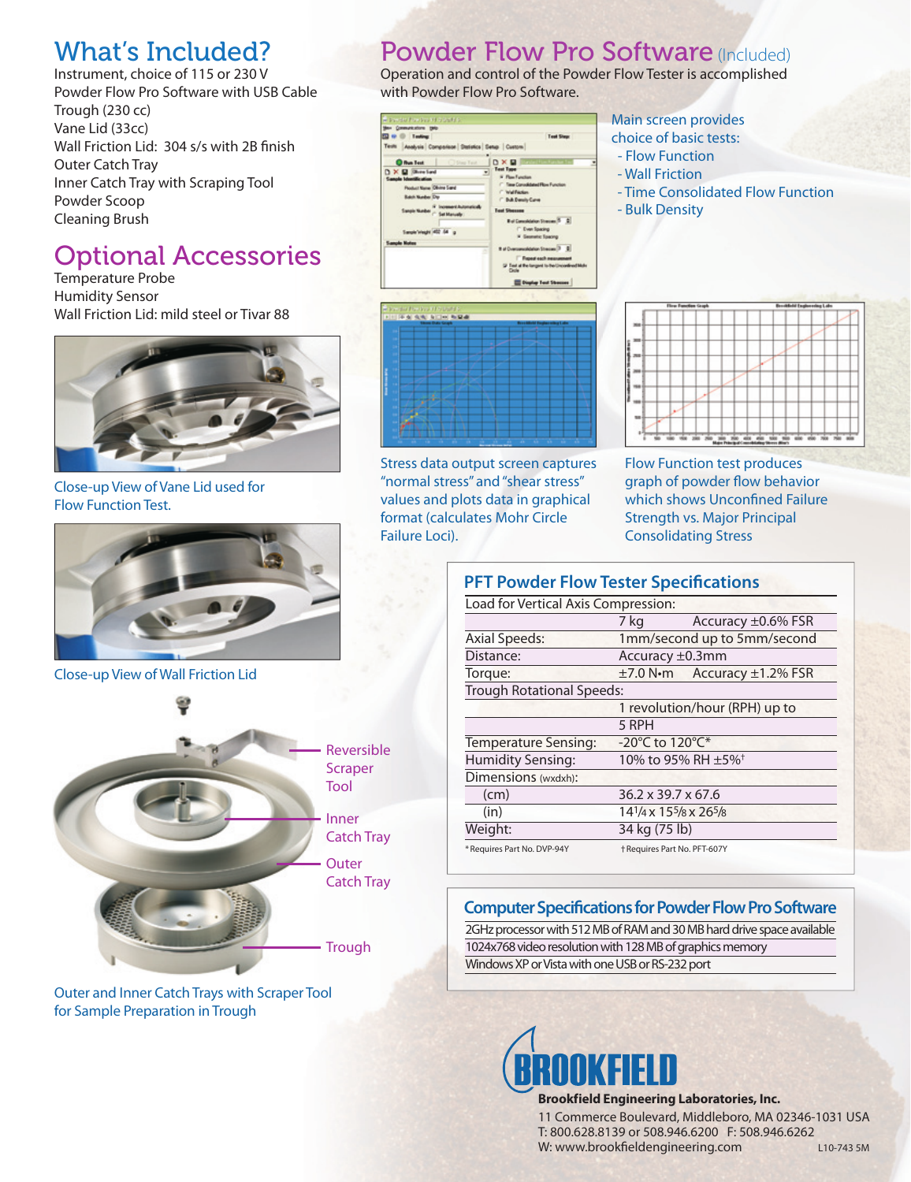## What's Included?

Instrument, choice of 115 or 230 V
Powder Flow Pro Software with USB Cable
Trough (230 cc)
Vane Lid (33cc)
Wall Friction Lid: 304 s/s with 2B finish
Outer Catch Tray
Inner Catch Tray with Scraping Tool
Powder Scoop
Cleaning Brush

## Optional Accessories

Temperature Probe
Humidity Sensor
Wall Friction Lid: mild steel or Tivar 88

Close-up View of Vane Lid used for Flow Function Test.

Close-up View of Wall Friction Lid

Reversible Scraper Tool

Inner Catch Tray

Outer Catch Tray

Trough

Outer and Inner Catch Trays with Scraper Tool for Sample Preparation in Trough

## Powder Flow Pro Software (Included)

Operation and control of the Powder Flow Tester is accomplished with Powder Flow Pro Software.

Main screen provides choice of basic tests:
- Flow Function
- Wall Friction
- Time Consolidated Flow Function
- Bulk Density

Stress data output screen captures "normal stress" and "shear stress" values and plots data in graphical format (calculates Mohr Circle Failure Loci).

Flow Function test produces graph of powder flow behavior which shows Unconfined Failure Strength vs. Major Principal Consolidating Stress

### PFT Powder Flow Tester Specifications

| | |
|---|---|
| Load for Vertical Axis Compression: | |
| | 7 kg    Accuracy ±0.6% FSR |
| Axial Speeds: | 1mm/second up to 5mm/second |
| Distance: | Accuracy ±0.3mm |
| Torque: | ±7.0 N•m    Accuracy ±1.2% FSR |
| Trough Rotational Speeds: | |
| | 1 revolution/hour (RPH) up to 5 RPH |
| Temperature Sensing: | -20°C to 120°C* |
| Humidity Sensing: | 10% to 95% RH ±5%† |
| Dimensions (wxdxh): | |
| (cm) | 36.2 x 39.7 x 67.6 |
| (in) | 14¼ x 15⅝ x 26⅝ |
| Weight: | 34 kg (75 lb) |

\* Requires Part No. DVP-94Y    † Requires Part No. PFT-607Y

### Computer Specifications for Powder Flow Pro Software

2GHz processor with 512 MB of RAM and 30 MB hard drive space available
1024x768 video resolution with 128 MB of graphics memory
Windows XP or Vista with one USB or RS-232 port

**BROOKFIELD**

**Brookfield Engineering Laboratories, Inc.**
11 Commerce Boulevard, Middleboro, MA 02346-1031 USA
T: 800.628.8139 or 508.946.6200  F: 508.946.6262
W: www.brookfieldengineering.com

L10-743 5M